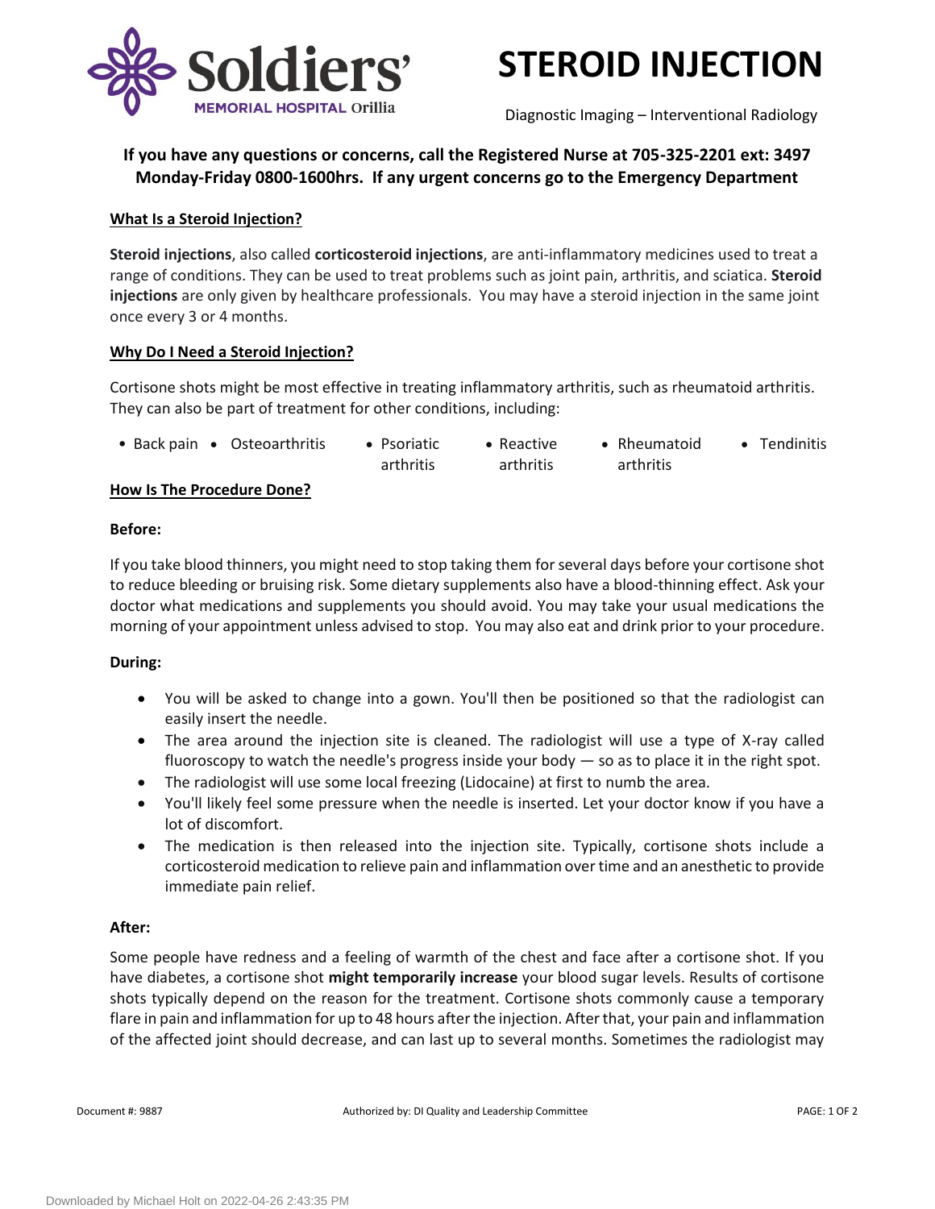# STEROID INJECTION

Diagnostic Imaging – Interventional Radiology

**If you have any questions or concerns, call the Registered Nurse at 705-325-2201 ext: 3497 Monday-Friday 0800-1600hrs. If any urgent concerns go to the Emergency Department**

## What Is a Steroid Injection?

**Steroid injections**, also called **corticosteroid injections**, are anti-inflammatory medicines used to treat a range of conditions. They can be used to treat problems such as joint pain, arthritis, and sciatica. **Steroid injections** are only given by healthcare professionals. You may have a steroid injection in the same joint once every 3 or 4 months.

## Why Do I Need a Steroid Injection?

Cortisone shots might be most effective in treating inflammatory arthritis, such as rheumatoid arthritis. They can also be part of treatment for other conditions, including:

- Back pain
- Osteoarthritis
- Psoriatic arthritis
- Reactive arthritis
- Rheumatoid arthritis
- Tendinitis

## How Is The Procedure Done?

**Before:**

If you take blood thinners, you might need to stop taking them for several days before your cortisone shot to reduce bleeding or bruising risk. Some dietary supplements also have a blood-thinning effect. Ask your doctor what medications and supplements you should avoid. You may take your usual medications the morning of your appointment unless advised to stop. You may also eat and drink prior to your procedure.

**During:**

- You will be asked to change into a gown. You'll then be positioned so that the radiologist can easily insert the needle.
- The area around the injection site is cleaned. The radiologist will use a type of X-ray called fluoroscopy to watch the needle's progress inside your body — so as to place it in the right spot.
- The radiologist will use some local freezing (Lidocaine) at first to numb the area.
- You'll likely feel some pressure when the needle is inserted. Let your doctor know if you have a lot of discomfort.
- The medication is then released into the injection site. Typically, cortisone shots include a corticosteroid medication to relieve pain and inflammation over time and an anesthetic to provide immediate pain relief.

**After:**

Some people have redness and a feeling of warmth of the chest and face after a cortisone shot. If you have diabetes, a cortisone shot **might temporarily increase** your blood sugar levels. Results of cortisone shots typically depend on the reason for the treatment. Cortisone shots commonly cause a temporary flare in pain and inflammation for up to 48 hours after the injection. After that, your pain and inflammation of the affected joint should decrease, and can last up to several months. Sometimes the radiologist may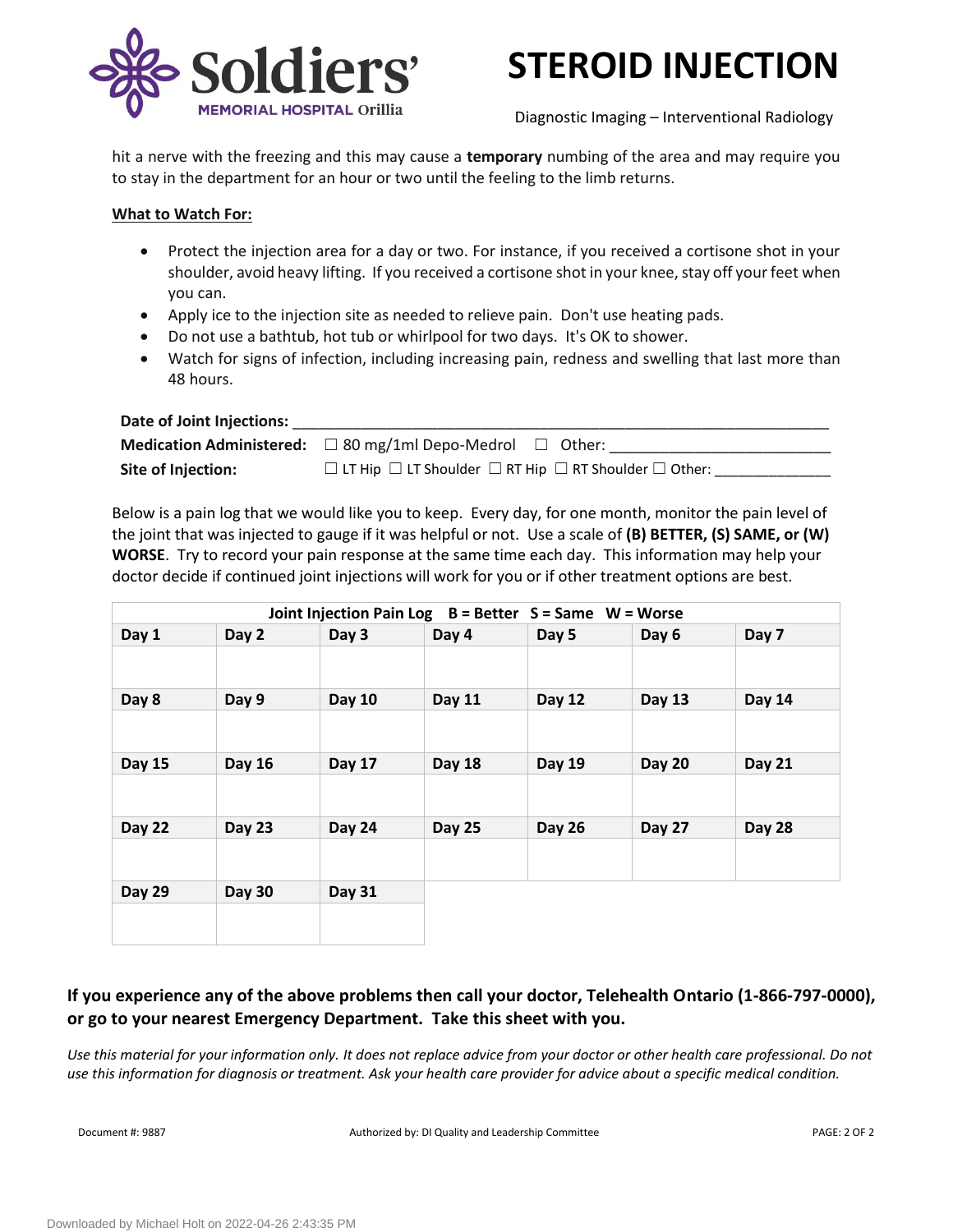hit a nerve with the freezing and this may cause a **temporary** numbing of the area and may require you to stay in the department for an hour or two until the feeling to the limb returns.

**What to Watch For:**

- Protect the injection area for a day or two. For instance, if you received a cortisone shot in your shoulder, avoid heavy lifting. If you received a cortisone shot in your knee, stay off your feet when you can.
- Apply ice to the injection site as needed to relieve pain. Don't use heating pads.
- Do not use a bathtub, hot tub or whirlpool for two days. It's OK to shower.
- Watch for signs of infection, including increasing pain, redness and swelling that last more than 48 hours.

**Date of Joint Injections:** ___________________________________________________________________

**Medication Administered:** ☐ 80 mg/1ml Depo-Medrol ☐ Other: _________________________

**Site of Injection:** ☐ LT Hip ☐ LT Shoulder ☐ RT Hip ☐ RT Shoulder ☐ Other: ______________

Below is a pain log that we would like you to keep. Every day, for one month, monitor the pain level of the joint that was injected to gauge if it was helpful or not. Use a scale of **(B) BETTER, (S) SAME, or (W) WORSE**. Try to record your pain response at the same time each day. This information may help your doctor decide if continued joint injections will work for you or if other treatment options are best.

**Joint Injection Pain Log B = Better S = Same W = Worse**

| **Day 1** | **Day 2** | **Day 3** | **Day 4** | **Day 5** | **Day 6** | **Day 7** |
|---|---|---|---|---|---|---|
| | | | | | | |
| **Day 8** | **Day 9** | **Day 10** | **Day 11** | **Day 12** | **Day 13** | **Day 14** |
| | | | | | | |
| **Day 15** | **Day 16** | **Day 17** | **Day 18** | **Day 19** | **Day 20** | **Day 21** |
| | | | | | | |
| **Day 22** | **Day 23** | **Day 24** | **Day 25** | **Day 26** | **Day 27** | **Day 28** |
| | | | | | | |
| **Day 29** | **Day 30** | **Day 31** | | | | |
| | | | | | | |

**If you experience any of the above problems then call your doctor, Telehealth Ontario (1-866-797-0000), or go to your nearest Emergency Department. Take this sheet with you.**

*Use this material for your information only. It does not replace advice from your doctor or other health care professional. Do not use this information for diagnosis or treatment. Ask your health care provider for advice about a specific medical condition.*

Document #: 9887 Authorized by: DI Quality and Leadership Committee